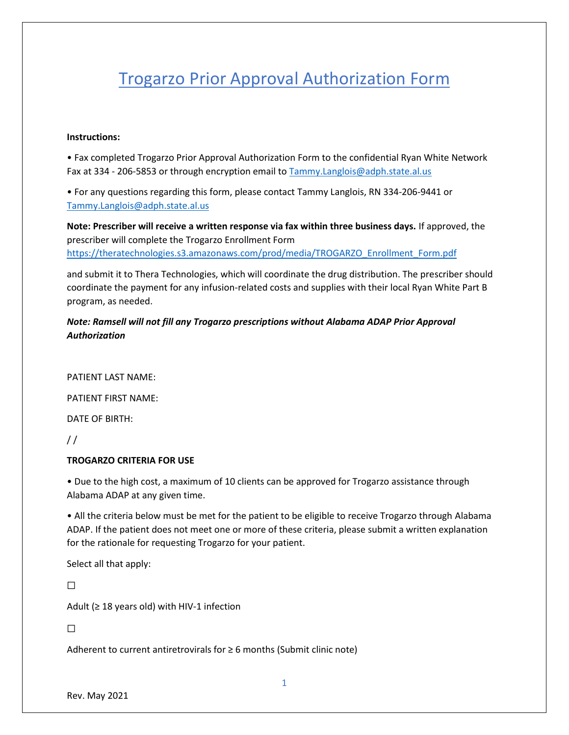# Trogarzo Prior Approval Authorization Form

**Instructions:**

• Fax completed Trogarzo Prior Approval Authorization Form to the confidential Ryan White Network Fax at 334 - 206-5853 or through encryption email to Tammy.Langlois@adph.state.al.us

• For any questions regarding this form, please contact Tammy Langlois, RN 334-206-9441 or Tammy.Langlois@adph.state.al.us

**Note: Prescriber will receive a written response via fax within three business days.** If approved, the prescriber will complete the Trogarzo Enrollment Form https://theratechnologies.s3.amazonaws.com/prod/media/TROGARZO_Enrollment_Form.pdf

and submit it to Thera Technologies, which will coordinate the drug distribution. The prescriber should coordinate the payment for any infusion-related costs and supplies with their local Ryan White Part B program, as needed.

***Note: Ramsell will not fill any Trogarzo prescriptions without Alabama ADAP Prior Approval Authorization***

PATIENT LAST NAME:

PATIENT FIRST NAME:

DATE OF BIRTH:

/ /

**TROGARZO CRITERIA FOR USE**

• Due to the high cost, a maximum of 10 clients can be approved for Trogarzo assistance through Alabama ADAP at any given time.

• All the criteria below must be met for the patient to be eligible to receive Trogarzo through Alabama ADAP. If the patient does not meet one or more of these criteria, please submit a written explanation for the rationale for requesting Trogarzo for your patient.

Select all that apply:

☐

Adult (≥ 18 years old) with HIV-1 infection

☐

Adherent to current antiretrovirals for ≥ 6 months (Submit clinic note)

Rev. May 2021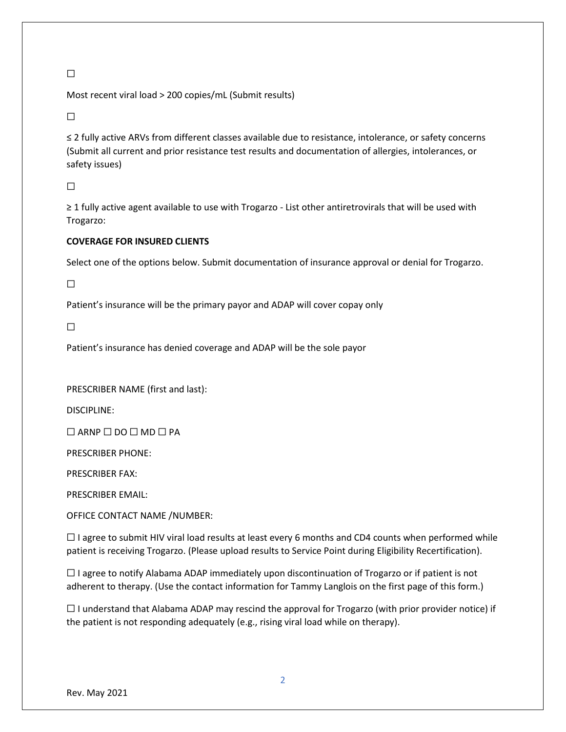☐

Most recent viral load > 200 copies/mL (Submit results)

☐

≤ 2 fully active ARVs from different classes available due to resistance, intolerance, or safety concerns (Submit all current and prior resistance test results and documentation of allergies, intolerances, or safety issues)

☐

≥ 1 fully active agent available to use with Trogarzo - List other antiretrovirals that will be used with Trogarzo:

**COVERAGE FOR INSURED CLIENTS**

Select one of the options below. Submit documentation of insurance approval or denial for Trogarzo.

☐

Patient's insurance will be the primary payor and ADAP will cover copay only

☐

Patient's insurance has denied coverage and ADAP will be the sole payor

PRESCRIBER NAME (first and last):

DISCIPLINE:

☐ ARNP ☐ DO ☐ MD ☐ PA

PRESCRIBER PHONE:

PRESCRIBER FAX:

PRESCRIBER EMAIL:

OFFICE CONTACT NAME /NUMBER:

☐ I agree to submit HIV viral load results at least every 6 months and CD4 counts when performed while patient is receiving Trogarzo. (Please upload results to Service Point during Eligibility Recertification).

☐ I agree to notify Alabama ADAP immediately upon discontinuation of Trogarzo or if patient is not adherent to therapy. (Use the contact information for Tammy Langlois on the first page of this form.)

☐ I understand that Alabama ADAP may rescind the approval for Trogarzo (with prior provider notice) if the patient is not responding adequately (e.g., rising viral load while on therapy).

Rev. May 2021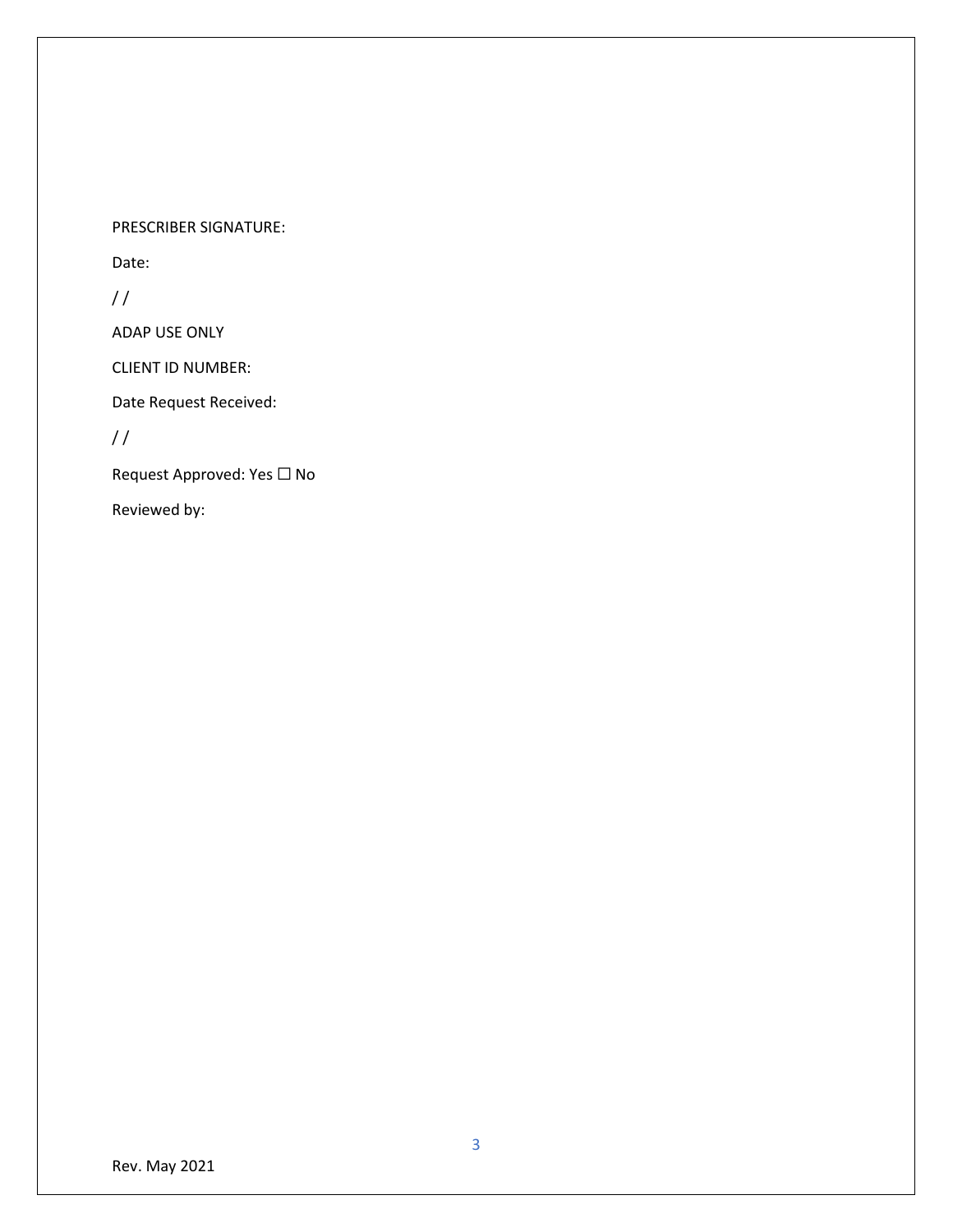PRESCRIBER SIGNATURE:

Date:

/ /

ADAP USE ONLY

CLIENT ID NUMBER:

Date Request Received:

/ /

Request Approved: Yes ☐ No

Reviewed by:

Rev. May 2021